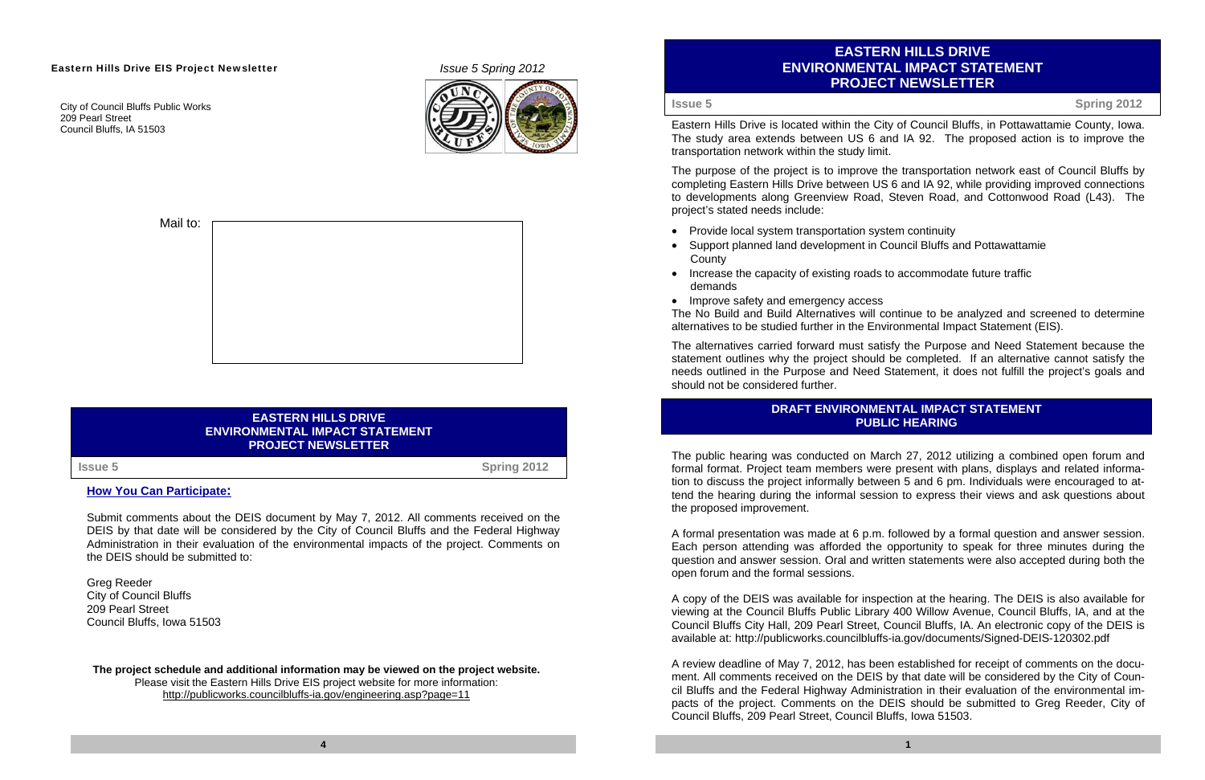**Eastern Hills Drive EIS Project Newsletter** *Issue 5 Spring 2012*

City of Council Bluffs Public Works
209 Pearl Street
Council Bluffs, IA 51503

Mail to:

## EASTERN HILLS DRIVE ENVIRONMENTAL IMPACT STATEMENT PROJECT NEWSLETTER

**Issue 5** **Spring 2012**

### How You Can Participate:

Submit comments about the DEIS document by May 7, 2012. All comments received on the DEIS by that date will be considered by the City of Council Bluffs and the Federal Highway Administration in their evaluation of the environmental impacts of the project. Comments on the DEIS should be submitted to:

Greg Reeder
City of Council Bluffs
209 Pearl Street
Council Bluffs, Iowa 51503

**The project schedule and additional information may be viewed on the project website.**
Please visit the Eastern Hills Drive EIS project website for more information:
http://publicworks.councilbluffs-ia.gov/engineering.asp?page=11

## EASTERN HILLS DRIVE ENVIRONMENTAL IMPACT STATEMENT PROJECT NEWSLETTER

**Issue 5** **Spring 2012**

Eastern Hills Drive is located within the City of Council Bluffs, in Pottawattamie County, Iowa. The study area extends between US 6 and IA 92. The proposed action is to improve the transportation network within the study limit.

The purpose of the project is to improve the transportation network east of Council Bluffs by completing Eastern Hills Drive between US 6 and IA 92, while providing improved connections to developments along Greenview Road, Steven Road, and Cottonwood Road (L43). The project's stated needs include:

- Provide local system transportation system continuity
- Support planned land development in Council Bluffs and Pottawattamie County
- Increase the capacity of existing roads to accommodate future traffic demands
- Improve safety and emergency access

The No Build and Build Alternatives will continue to be analyzed and screened to determine alternatives to be studied further in the Environmental Impact Statement (EIS).

The alternatives carried forward must satisfy the Purpose and Need Statement because the statement outlines why the project should be completed. If an alternative cannot satisfy the needs outlined in the Purpose and Need Statement, it does not fulfill the project's goals and should not be considered further.

## DRAFT ENVIRONMENTAL IMPACT STATEMENT PUBLIC HEARING

The public hearing was conducted on March 27, 2012 utilizing a combined open forum and formal format. Project team members were present with plans, displays and related information to discuss the project informally between 5 and 6 pm. Individuals were encouraged to attend the hearing during the informal session to express their views and ask questions about the proposed improvement.

A formal presentation was made at 6 p.m. followed by a formal question and answer session. Each person attending was afforded the opportunity to speak for three minutes during the question and answer session. Oral and written statements were also accepted during both the open forum and the formal sessions.

A copy of the DEIS was available for inspection at the hearing. The DEIS is also available for viewing at the Council Bluffs Public Library 400 Willow Avenue, Council Bluffs, IA, and at the Council Bluffs City Hall, 209 Pearl Street, Council Bluffs, IA. An electronic copy of the DEIS is available at: http://publicworks.councilbluffs-ia.gov/documents/Signed-DEIS-120302.pdf

A review deadline of May 7, 2012, has been established for receipt of comments on the document. All comments received on the DEIS by that date will be considered by the City of Council Bluffs and the Federal Highway Administration in their evaluation of the environmental impacts of the project. Comments on the DEIS should be submitted to Greg Reeder, City of Council Bluffs, 209 Pearl Street, Council Bluffs, Iowa 51503.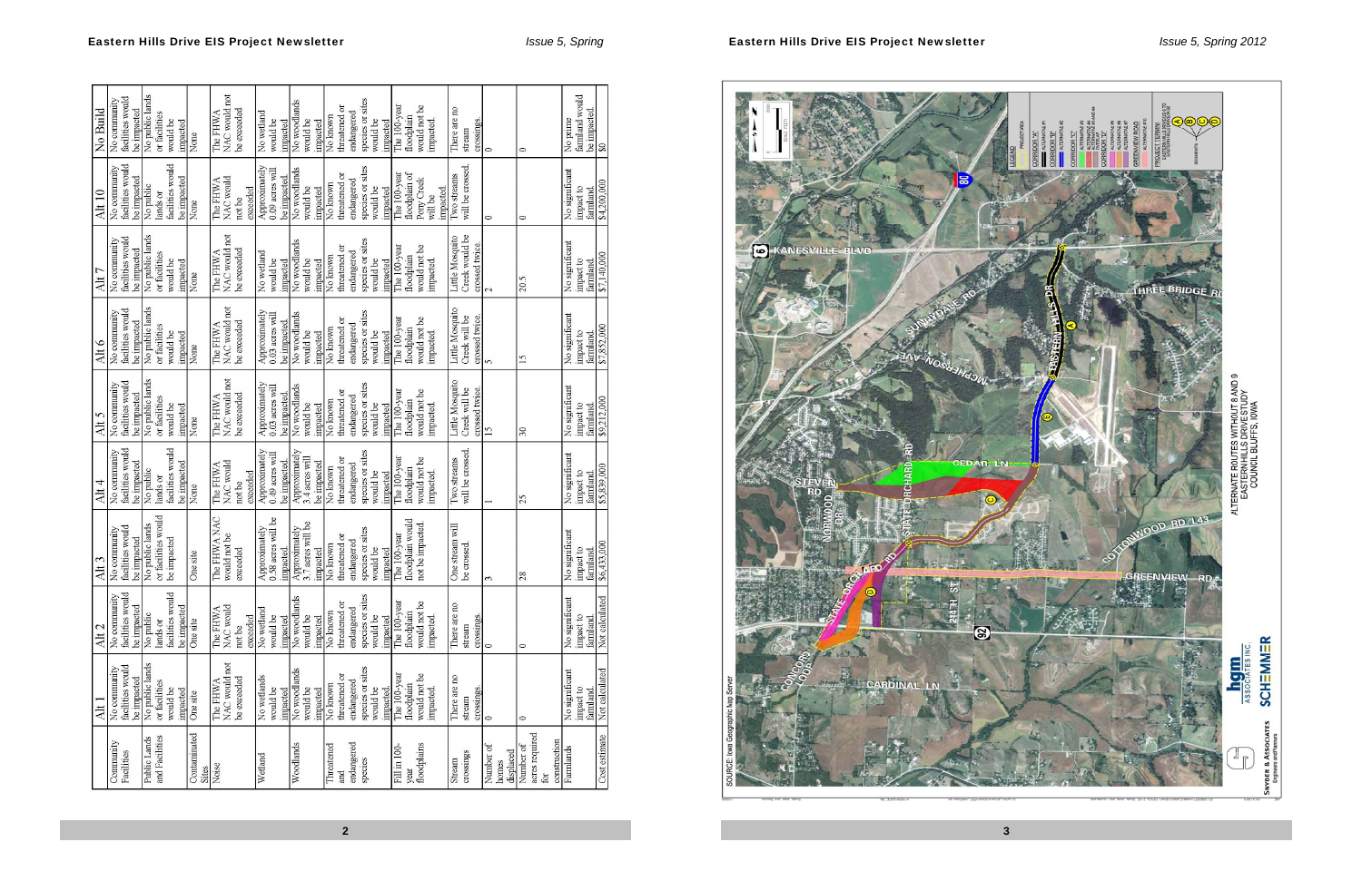| | Alt 1 | Alt 2 | Alt 3 | Alt 4 | Alt 5 | Alt 6 | Alt 7 | Alt 10 | No Build |
|---|---|---|---|---|---|---|---|---|---|
| Community Facilities | No community facilities would be impacted | No community facilities would be impacted | No community facilities would be impacted | No community facilities would be impacted | No community facilities would be impacted | No community facilities would be impacted | No community facilities would be impacted | No community facilities would be impacted | No community facilities would be impacted |
| Public Lands and Facilities | No public lands or facilities would be impacted | No public lands or facilities would be impacted | No public lands or facilities would be impacted | No public lands or facilities would be impacted | No public lands or facilities would be impacted | No public lands or facilities would be impacted | No public lands or facilities would be impacted | No public lands or facilities would be impacted | No public lands or facilities would be impacted |
| Contaminated Sites | One site | One site | One site | None | None | None | None | None | None |
| Noise | The FHWA NAC would not be exceeded | The FHWA NAC would not be exceeded | The FHWA NAC would not be exceeded | The FHWA NAC would not be exceeded | The FHWA NAC would not be exceeded | The FHWA NAC would not be exceeded | The FHWA NAC would not be exceeded | The FHWA NAC would not be exceeded | The FHWA NAC would not be exceeded |
| Wetland | No wetlands would be impacted | No wetland would be impacted | Approximately 0.58 acres will be impacted. | Approximately 0.49 acres will be impacted. | Approximately 0.03 acres will be impacted. | Approximately 0.03 acres will be impacted. | No wetland would be impacted | Approximately 0.09 acres will be impacted. | No wetland would be impacted |
| Woodlands | No woodlands would be impacted | No woodlands would be impacted | Approximately 3.7 acres will be impacted | Approximately 3.4 acres will be impacted | No woodlands would be impacted | No woodlands would be impacted | No woodlands would be impacted | No woodlands would be impacted | No woodlands would be impacted |
| Threatened and endangered species | No known threatened or endangered species or sites would be impacted. | No known threatened or endangered species or sites would be impacted | No known threatened or endangered species or sites would be impacted | No known threatened or endangered species or sites would be impacted | No known threatened or endangered species or sites would be impacted | No known threatened or endangered species or sites would be impacted | No known threatened or endangered species or sites would be impacted | No known threatened or endangered species or sites would be impacted | No known threatened or endangered species or sites would be impacted |
| Fill in 100-year floodplains | The 100-year floodplain would not be impacted. | The 100-year floodplain would not be impacted. | The 100-year floodplain would not be impacted. | The 100-year floodplain would not be impacted. | The 100-year floodplain would not be impacted. | The 100-year floodplain would not be impacted. | The 100-year floodplain would not be impacted. | The 100-year floodplain of Pony Creek will be impacted | The 100-year floodplain would not be impacted. |
| Stream crossings | There are no stream crossings. | There are no stream crossings. | One stream will be crossed. | Two streams will be crossed. | Little Mosquito Creek will be crossed twice. | Little Mosquito Creek will be crossed twice. | Little Mosquito Creek would be crossed twice. | Two streams will be crossed. | There are no stream crossings. |
| Number of homes displaced | 0 | 0 | 3 | 1 | 15 | 5 | 2 | 0 | 0 |
| Number of acres required for construction | 0 | 0 | 28 | 25 | 30 | 15 | 20.5 | 0 | 0 |
| Farmlands | No significant impact to farmland. | No significant impact to farmland. | No significant impact to farmland. | No significant impact to farmland. | No significant impact to farmland. | No significant impact to farmland. | No significant impact to farmland. | No significant impact to farmland. | No prime farmland would be impacted. |
| Cost estimate | Not calculated | Not calculated | $6,433,000 | $5,839,000 | $9,212,000 | $7,852,000 | $7,140,000 | $4,200,000 | $0 |

SOURCE: Iowa Geographic Map Server

KANESVILLE BLVD

SUNNYDALE RD

MCPHERSON AVE

EASTERN HILLS DR

THREE BRIDGE RD

CEDAR LN

STEVEN RD

NORWOOD DR

STATE ORCHARD RD

COTTONWOOD RD / L43

GREENVIEW RD

21ST ST

CONCORD LOOP

CARDINAL LN

LEGEND

ALTERNATE ROUTES WITHOUT 8 AND 9
EASTERN HILLS DRIVE STUDY
COUNCIL BLUFFS, IOWA

hgm ASSOCIATES INC.

SCHEMMER

SNYDER & ASSOCIATES Engineers and Planners